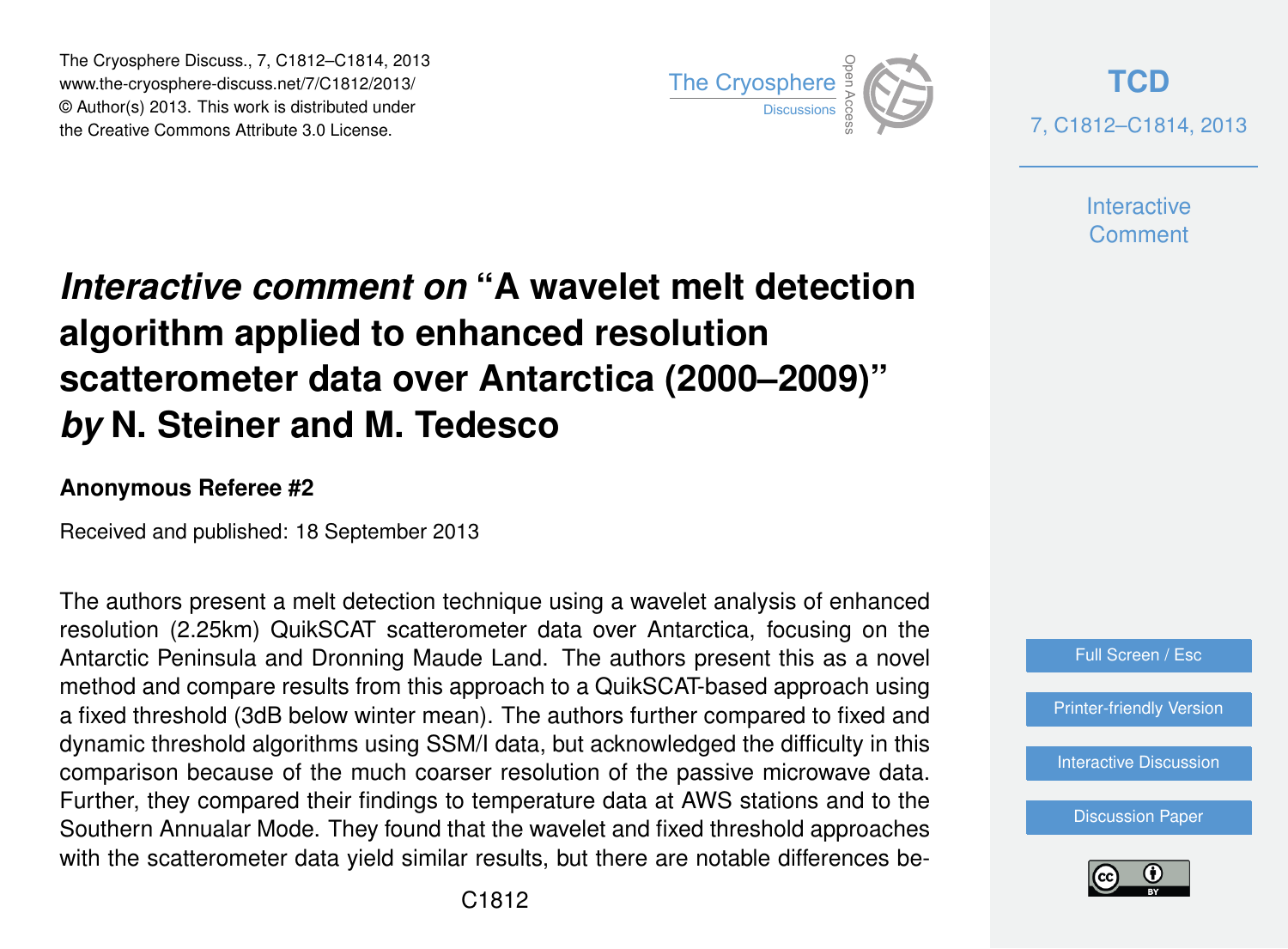# *Interactive comment on* "A wavelet melt detection algorithm applied to enhanced resolution scatterometer data over Antarctica (2000–2009)" *by* N. Steiner and M. Tedesco

**Anonymous Referee #2**

Received and published: 18 September 2013

The authors present a melt detection technique using a wavelet analysis of enhanced resolution (2.25km) QuikSCAT scatterometer data over Antarctica, focusing on the Antarctic Peninsula and Dronning Maude Land. The authors present this as a novel method and compare results from this approach to a QuikSCAT-based approach using a fixed threshold (3dB below winter mean). The authors further compared to fixed and dynamic threshold algorithms using SSM/I data, but acknowledged the difficulty in this comparison because of the much coarser resolution of the passive microwave data. Further, they compared their findings to temperature data at AWS stations and to the Southern Annualar Mode. They found that the wavelet and fixed threshold approaches with the scatterometer data yield similar results, but there are notable differences be-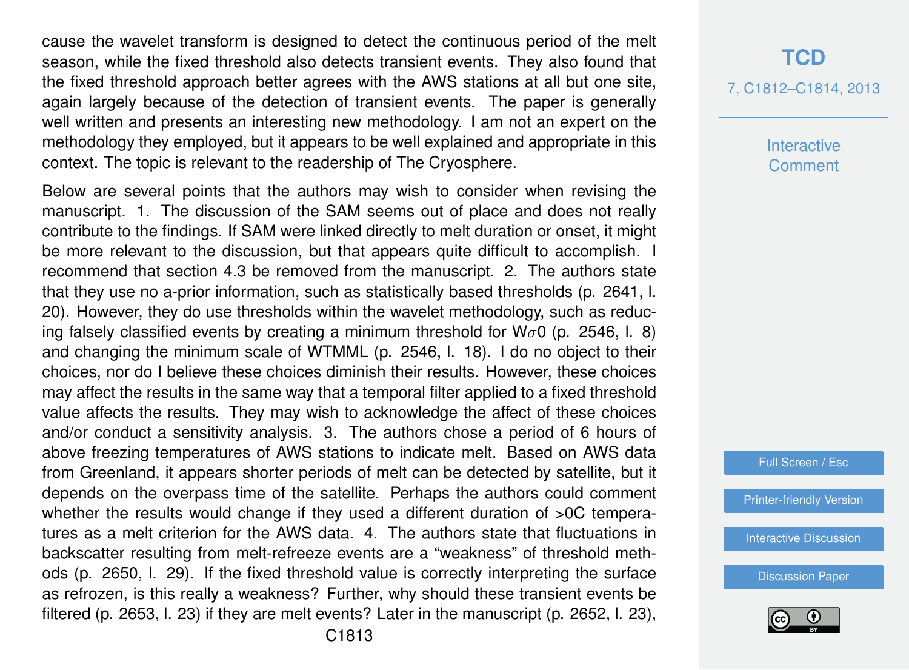cause the wavelet transform is designed to detect the continuous period of the melt season, while the fixed threshold also detects transient events. They also found that the fixed threshold approach better agrees with the AWS stations at all but one site, again largely because of the detection of transient events. The paper is generally well written and presents an interesting new methodology. I am not an expert on the methodology they employed, but it appears to be well explained and appropriate in this context. The topic is relevant to the readership of The Cryosphere.

Below are several points that the authors may wish to consider when revising the manuscript. 1. The discussion of the SAM seems out of place and does not really contribute to the findings. If SAM were linked directly to melt duration or onset, it might be more relevant to the discussion, but that appears quite difficult to accomplish. I recommend that section 4.3 be removed from the manuscript. 2. The authors state that they use no a-prior information, such as statistically based thresholds (p. 2641, l. 20). However, they do use thresholds within the wavelet methodology, such as reducing falsely classified events by creating a minimum threshold for $W\sigma 0$ (p. 2546, l. 8) and changing the minimum scale of WTMML (p. 2546, l. 18). I do no object to their choices, nor do I believe these choices diminish their results. However, these choices may affect the results in the same way that a temporal filter applied to a fixed threshold value affects the results. They may wish to acknowledge the affect of these choices and/or conduct a sensitivity analysis. 3. The authors chose a period of 6 hours of above freezing temperatures of AWS stations to indicate melt. Based on AWS data from Greenland, it appears shorter periods of melt can be detected by satellite, but it depends on the overpass time of the satellite. Perhaps the authors could comment whether the results would change if they used a different duration of >0C temperatures as a melt criterion for the AWS data. 4. The authors state that fluctuations in backscatter resulting from melt-refreeze events are a "weakness" of threshold methods (p. 2650, l. 29). If the fixed threshold value is correctly interpreting the surface as refrozen, is this really a weakness? Further, why should these transient events be filtered (p. 2653, l. 23) if they are melt events? Later in the manuscript (p. 2652, l. 23),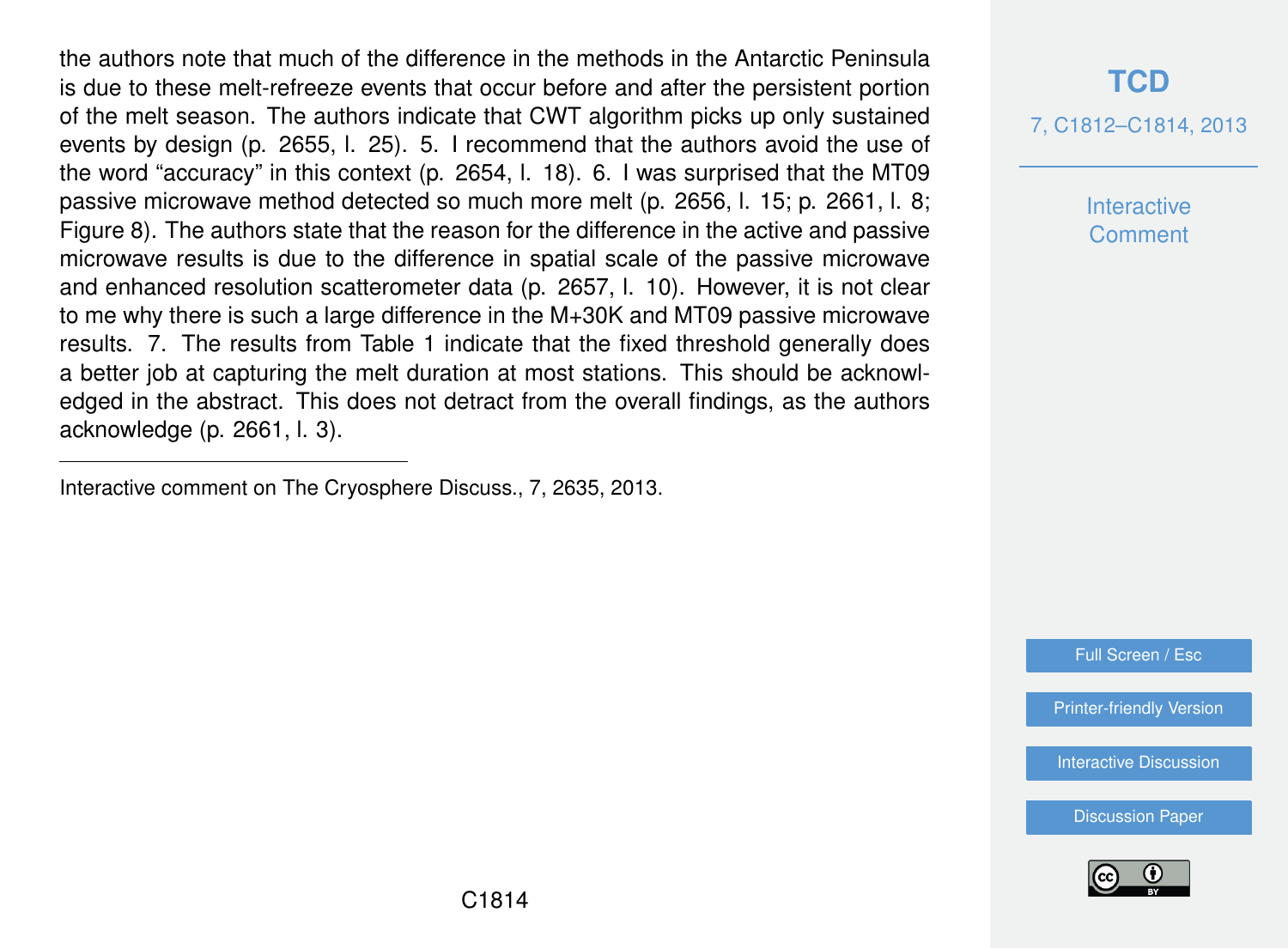the authors note that much of the difference in the methods in the Antarctic Peninsula is due to these melt-refreeze events that occur before and after the persistent portion of the melt season. The authors indicate that CWT algorithm picks up only sustained events by design (p. 2655, l. 25). 5. I recommend that the authors avoid the use of the word "accuracy" in this context (p. 2654, l. 18). 6. I was surprised that the MT09 passive microwave method detected so much more melt (p. 2656, l. 15; p. 2661, l. 8; Figure 8). The authors state that the reason for the difference in the active and passive microwave results is due to the difference in spatial scale of the passive microwave and enhanced resolution scatterometer data (p. 2657, l. 10). However, it is not clear to me why there is such a large difference in the M+30K and MT09 passive microwave results. 7. The results from Table 1 indicate that the fixed threshold generally does a better job at capturing the melt duration at most stations. This should be acknowledged in the abstract. This does not detract from the overall findings, as the authors acknowledge (p. 2661, l. 3).

---

Interactive comment on The Cryosphere Discuss., 7, 2635, 2013.